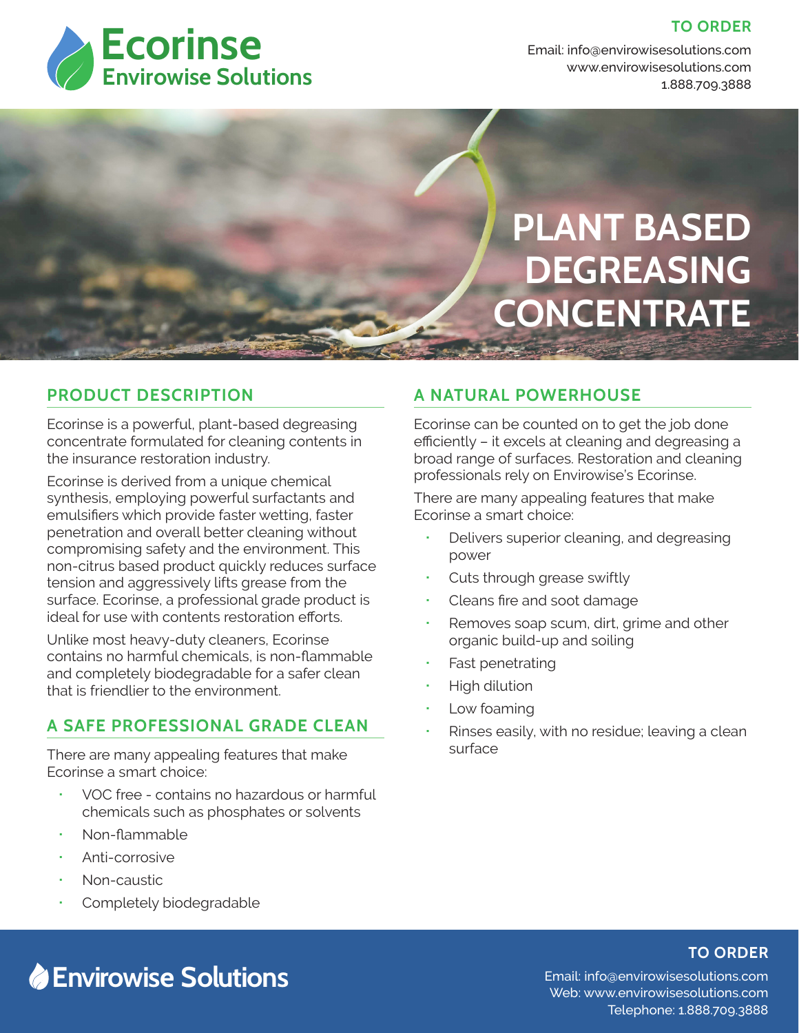# Ecorinse

## Envirowise Solutions

**TO ORDER**

Email: info@envirowisesolutions.com
www.envirowisesolutions.com
1.888.709.3888

# PLANT BASED DEGREASING CONCENTRATE

## PRODUCT DESCRIPTION

Ecorinse is a powerful, plant-based degreasing concentrate formulated for cleaning contents in the insurance restoration industry.

Ecorinse is derived from a unique chemical synthesis, employing powerful surfactants and emulsifiers which provide faster wetting, faster penetration and overall better cleaning without compromising safety and the environment. This non-citrus based product quickly reduces surface tension and aggressively lifts grease from the surface. Ecorinse, a professional grade product is ideal for use with contents restoration efforts.

Unlike most heavy-duty cleaners, Ecorinse contains no harmful chemicals, is non-flammable and completely biodegradable for a safer clean that is friendlier to the environment.

## A SAFE PROFESSIONAL GRADE CLEAN

There are many appealing features that make Ecorinse a smart choice:

- VOC free - contains no hazardous or harmful chemicals such as phosphates or solvents
- Non-flammable
- Anti-corrosive
- Non-caustic
- Completely biodegradable

## A NATURAL POWERHOUSE

Ecorinse can be counted on to get the job done efficiently – it excels at cleaning and degreasing a broad range of surfaces. Restoration and cleaning professionals rely on Envirowise's Ecorinse.

There are many appealing features that make Ecorinse a smart choice:

- Delivers superior cleaning, and degreasing power
- Cuts through grease swiftly
- Cleans fire and soot damage
- Removes soap scum, dirt, grime and other organic build-up and soiling
- Fast penetrating
- High dilution
- Low foaming
- Rinses easily, with no residue; leaving a clean surface

**Envirowise Solutions**

**TO ORDER**

Email: info@envirowisesolutions.com
Web: www.envirowisesolutions.com
Telephone: 1.888.709.3888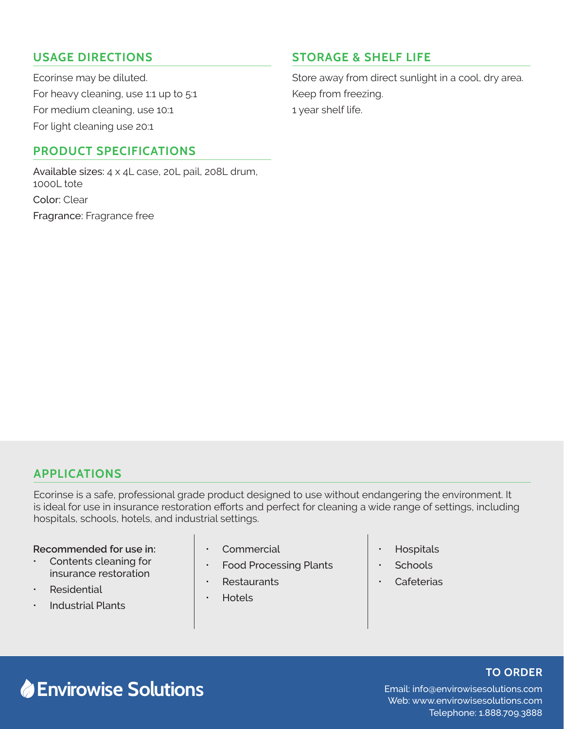## USAGE DIRECTIONS

Ecorinse may be diluted.

For heavy cleaning, use 1:1 up to 5:1

For medium cleaning, use 10:1

For light cleaning use 20:1

## PRODUCT SPECIFICATIONS

Available sizes: 4 x 4L case, 20L pail, 208L drum, 1000L tote

Color: Clear

Fragrance: Fragrance free

## STORAGE & SHELF LIFE

Store away from direct sunlight in a cool, dry area.

Keep from freezing.

1 year shelf life.

## APPLICATIONS

Ecorinse is a safe, professional grade product designed to use without endangering the environment. It is ideal for use in insurance restoration efforts and perfect for cleaning a wide range of settings, including hospitals, schools, hotels, and industrial settings.

Recommended for use in:

- Contents cleaning for insurance restoration
- Residential
- Industrial Plants
- Commercial
- Food Processing Plants
- Restaurants
- Hotels
- Hospitals
- Schools
- Cafeterias

**Envirowise Solutions**

**TO ORDER**

Email: info@envirowisesolutions.com
Web: www.envirowisesolutions.com
Telephone: 1.888.709.3888